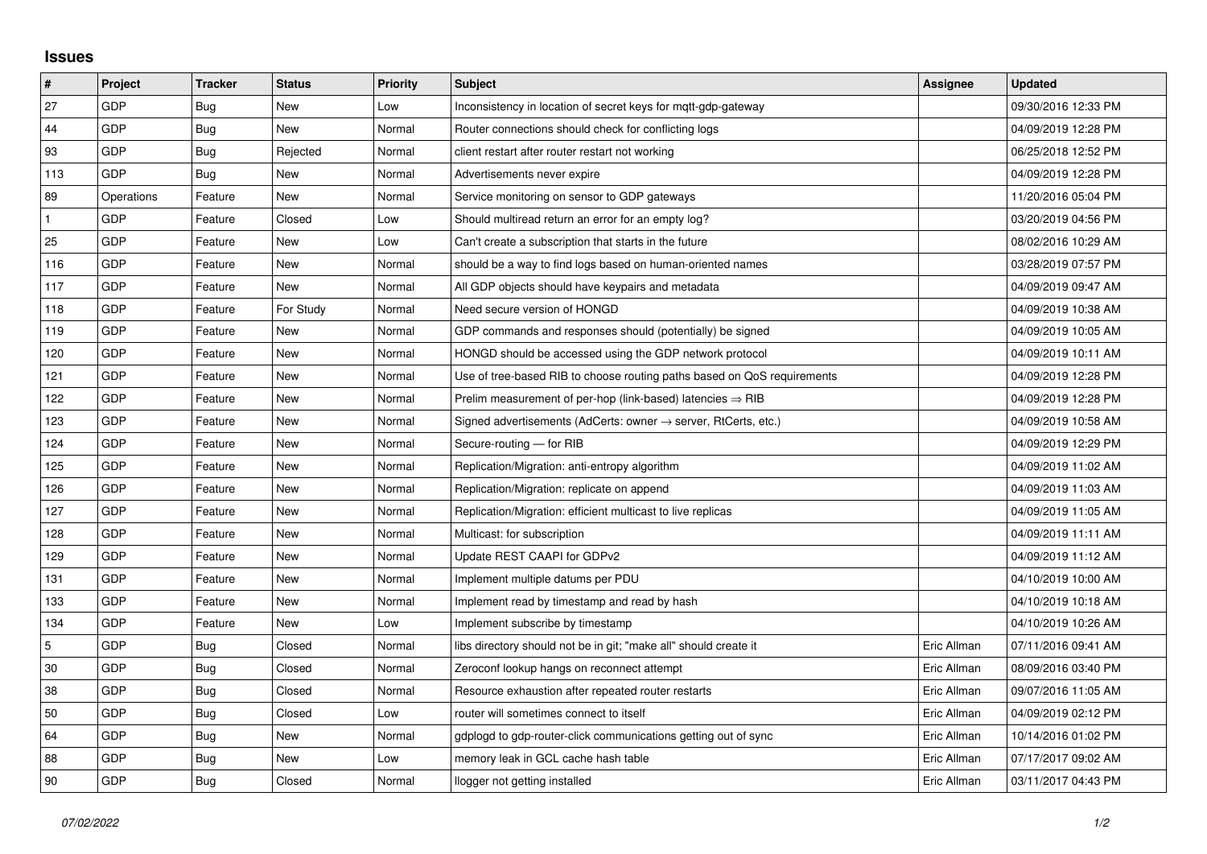## Issues

| # | Project | Tracker | Status | Priority | Subject | Assignee | Updated |
|---|---|---|---|---|---|---|---|
| 27 | GDP | Bug | New | Low | Inconsistency in location of secret keys for mqtt-gdp-gateway | | 09/30/2016 12:33 PM |
| 44 | GDP | Bug | New | Normal | Router connections should check for conflicting logs | | 04/09/2019 12:28 PM |
| 93 | GDP | Bug | Rejected | Normal | client restart after router restart not working | | 06/25/2018 12:52 PM |
| 113 | GDP | Bug | New | Normal | Advertisements never expire | | 04/09/2019 12:28 PM |
| 89 | Operations | Feature | New | Normal | Service monitoring on sensor to GDP gateways | | 11/20/2016 05:04 PM |
| 1 | GDP | Feature | Closed | Low | Should multiread return an error for an empty log? | | 03/20/2019 04:56 PM |
| 25 | GDP | Feature | New | Low | Can't create a subscription that starts in the future | | 08/02/2016 10:29 AM |
| 116 | GDP | Feature | New | Normal | should be a way to find logs based on human-oriented names | | 03/28/2019 07:57 PM |
| 117 | GDP | Feature | New | Normal | All GDP objects should have keypairs and metadata | | 04/09/2019 09:47 AM |
| 118 | GDP | Feature | For Study | Normal | Need secure version of HONGD | | 04/09/2019 10:38 AM |
| 119 | GDP | Feature | New | Normal | GDP commands and responses should (potentially) be signed | | 04/09/2019 10:05 AM |
| 120 | GDP | Feature | New | Normal | HONGD should be accessed using the GDP network protocol | | 04/09/2019 10:11 AM |
| 121 | GDP | Feature | New | Normal | Use of tree-based RIB to choose routing paths based on QoS requirements | | 04/09/2019 12:28 PM |
| 122 | GDP | Feature | New | Normal | Prelim measurement of per-hop (link-based) latencies ⇒ RIB | | 04/09/2019 12:28 PM |
| 123 | GDP | Feature | New | Normal | Signed advertisements (AdCerts: owner → server, RtCerts, etc.) | | 04/09/2019 10:58 AM |
| 124 | GDP | Feature | New | Normal | Secure-routing — for RIB | | 04/09/2019 12:29 PM |
| 125 | GDP | Feature | New | Normal | Replication/Migration: anti-entropy algorithm | | 04/09/2019 11:02 AM |
| 126 | GDP | Feature | New | Normal | Replication/Migration: replicate on append | | 04/09/2019 11:03 AM |
| 127 | GDP | Feature | New | Normal | Replication/Migration: efficient multicast to live replicas | | 04/09/2019 11:05 AM |
| 128 | GDP | Feature | New | Normal | Multicast: for subscription | | 04/09/2019 11:11 AM |
| 129 | GDP | Feature | New | Normal | Update REST CAAPI for GDPv2 | | 04/09/2019 11:12 AM |
| 131 | GDP | Feature | New | Normal | Implement multiple datums per PDU | | 04/10/2019 10:00 AM |
| 133 | GDP | Feature | New | Normal | Implement read by timestamp and read by hash | | 04/10/2019 10:18 AM |
| 134 | GDP | Feature | New | Low | Implement subscribe by timestamp | | 04/10/2019 10:26 AM |
| 5 | GDP | Bug | Closed | Normal | libs directory should not be in git; "make all" should create it | Eric Allman | 07/11/2016 09:41 AM |
| 30 | GDP | Bug | Closed | Normal | Zeroconf lookup hangs on reconnect attempt | Eric Allman | 08/09/2016 03:40 PM |
| 38 | GDP | Bug | Closed | Normal | Resource exhaustion after repeated router restarts | Eric Allman | 09/07/2016 11:05 AM |
| 50 | GDP | Bug | Closed | Low | router will sometimes connect to itself | Eric Allman | 04/09/2019 02:12 PM |
| 64 | GDP | Bug | New | Normal | gdplogd to gdp-router-click communications getting out of sync | Eric Allman | 10/14/2016 01:02 PM |
| 88 | GDP | Bug | New | Low | memory leak in GCL cache hash table | Eric Allman | 07/17/2017 09:02 AM |
| 90 | GDP | Bug | Closed | Normal | llogger not getting installed | Eric Allman | 03/11/2017 04:43 PM |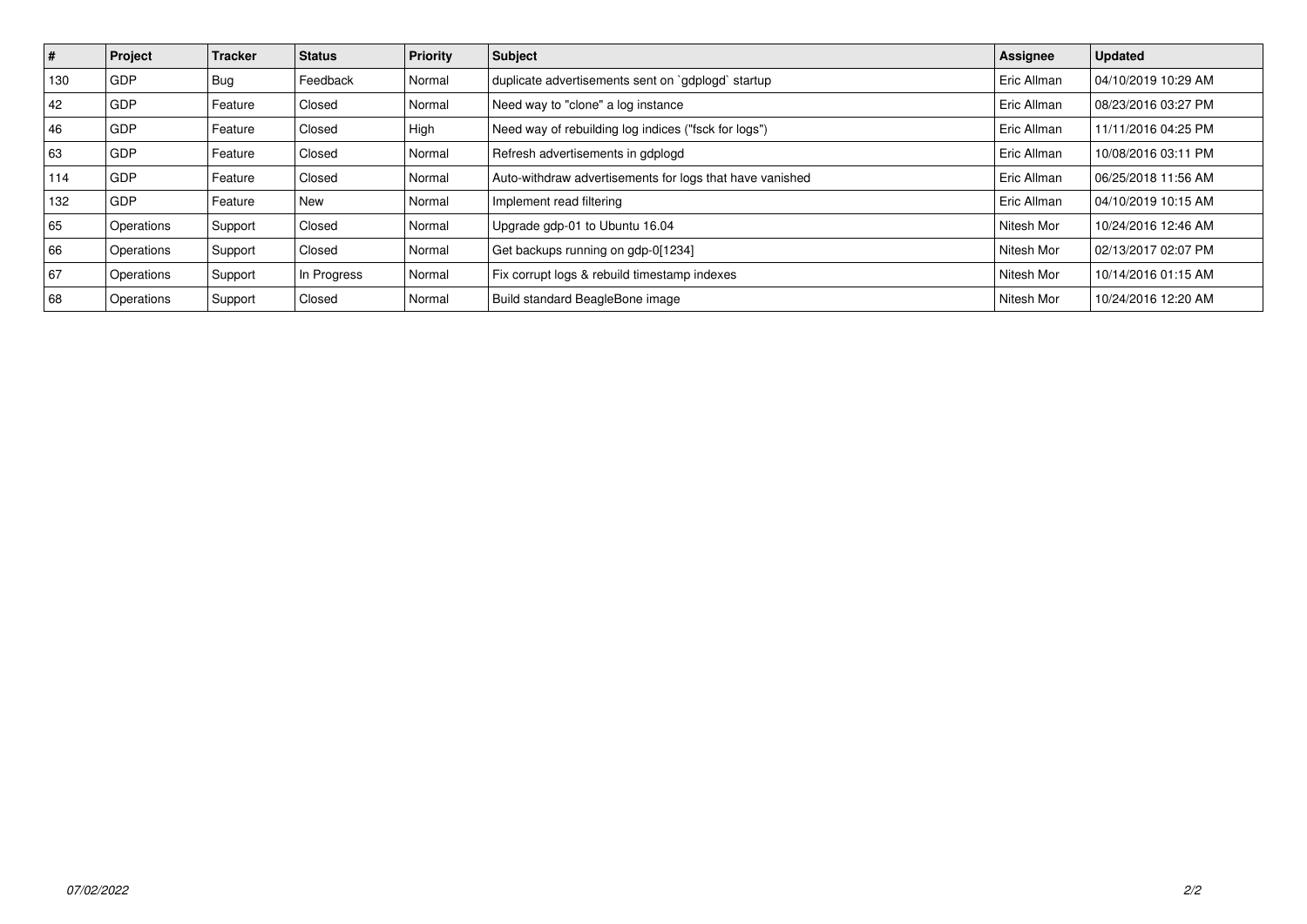| # | Project | Tracker | Status | Priority | Subject | Assignee | Updated |
|---|---|---|---|---|---|---|---|
| 130 | GDP | Bug | Feedback | Normal | duplicate advertisements sent on `gdplogd` startup | Eric Allman | 04/10/2019 10:29 AM |
| 42 | GDP | Feature | Closed | Normal | Need way to "clone" a log instance | Eric Allman | 08/23/2016 03:27 PM |
| 46 | GDP | Feature | Closed | High | Need way of rebuilding log indices ("fsck for logs") | Eric Allman | 11/11/2016 04:25 PM |
| 63 | GDP | Feature | Closed | Normal | Refresh advertisements in gdplogd | Eric Allman | 10/08/2016 03:11 PM |
| 114 | GDP | Feature | Closed | Normal | Auto-withdraw advertisements for logs that have vanished | Eric Allman | 06/25/2018 11:56 AM |
| 132 | GDP | Feature | New | Normal | Implement read filtering | Eric Allman | 04/10/2019 10:15 AM |
| 65 | Operations | Support | Closed | Normal | Upgrade gdp-01 to Ubuntu 16.04 | Nitesh Mor | 10/24/2016 12:46 AM |
| 66 | Operations | Support | Closed | Normal | Get backups running on gdp-0[1234] | Nitesh Mor | 02/13/2017 02:07 PM |
| 67 | Operations | Support | In Progress | Normal | Fix corrupt logs & rebuild timestamp indexes | Nitesh Mor | 10/14/2016 01:15 AM |
| 68 | Operations | Support | Closed | Normal | Build standard BeagleBone image | Nitesh Mor | 10/24/2016 12:20 AM |

*07/02/2022*